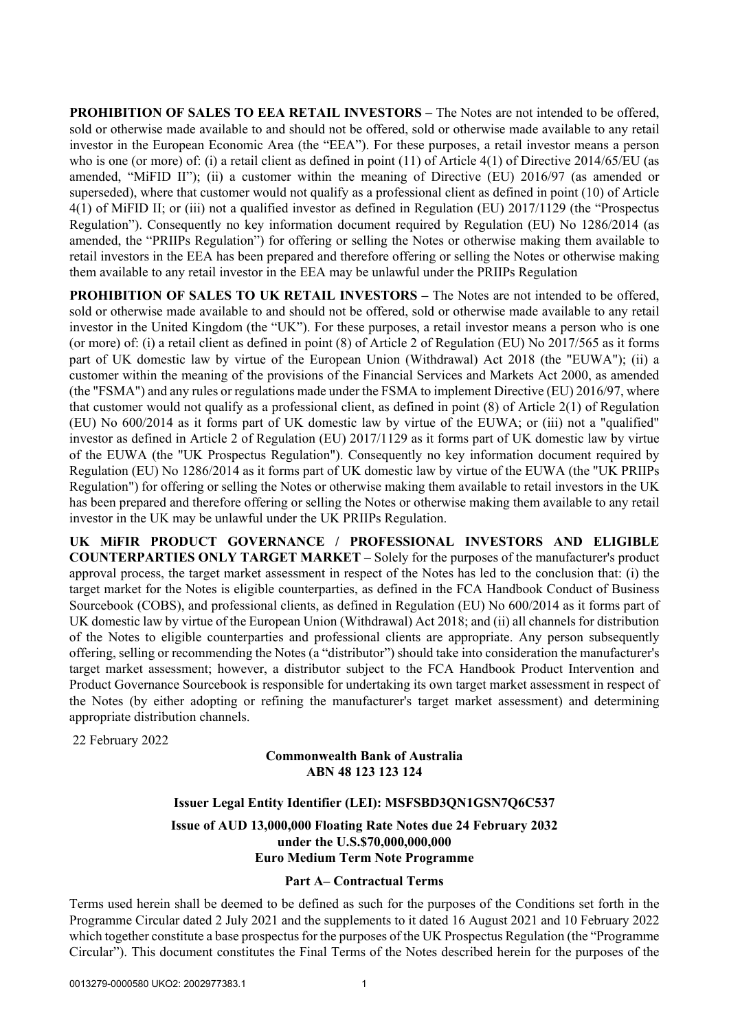**PROHIBITION OF SALES TO EEA RETAIL INVESTORS –** The Notes are not intended to be offered, sold or otherwise made available to and should not be offered, sold or otherwise made available to any retail investor in the European Economic Area (the "EEA"). For these purposes, a retail investor means a person who is one (or more) of: (i) a retail client as defined in point (11) of Article 4(1) of Directive 2014/65/EU (as amended, "MiFID II"); (ii) a customer within the meaning of Directive (EU) 2016/97 (as amended or superseded), where that customer would not qualify as a professional client as defined in point (10) of Article 4(1) of MiFID II; or (iii) not a qualified investor as defined in Regulation (EU) 2017/1129 (the "Prospectus Regulation"). Consequently no key information document required by Regulation (EU) No 1286/2014 (as amended, the "PRIIPs Regulation") for offering or selling the Notes or otherwise making them available to retail investors in the EEA has been prepared and therefore offering or selling the Notes or otherwise making them available to any retail investor in the EEA may be unlawful under the PRIIPs Regulation

**PROHIBITION OF SALES TO UK RETAIL INVESTORS –** The Notes are not intended to be offered, sold or otherwise made available to and should not be offered, sold or otherwise made available to any retail investor in the United Kingdom (the "UK"). For these purposes, a retail investor means a person who is one (or more) of: (i) a retail client as defined in point (8) of Article 2 of Regulation (EU) No 2017/565 as it forms part of UK domestic law by virtue of the European Union (Withdrawal) Act 2018 (the "EUWA"); (ii) a customer within the meaning of the provisions of the Financial Services and Markets Act 2000, as amended (the "FSMA") and any rules or regulations made under the FSMA to implement Directive (EU) 2016/97, where that customer would not qualify as a professional client, as defined in point (8) of Article 2(1) of Regulation (EU) No 600/2014 as it forms part of UK domestic law by virtue of the EUWA; or (iii) not a "qualified" investor as defined in Article 2 of Regulation (EU) 2017/1129 as it forms part of UK domestic law by virtue of the EUWA (the "UK Prospectus Regulation"). Consequently no key information document required by Regulation (EU) No 1286/2014 as it forms part of UK domestic law by virtue of the EUWA (the "UK PRIIPs Regulation") for offering or selling the Notes or otherwise making them available to retail investors in the UK has been prepared and therefore offering or selling the Notes or otherwise making them available to any retail investor in the UK may be unlawful under the UK PRIIPs Regulation.

**UK MiFIR PRODUCT GOVERNANCE / PROFESSIONAL INVESTORS AND ELIGIBLE COUNTERPARTIES ONLY TARGET MARKET** – Solely for the purposes of the manufacturer's product approval process, the target market assessment in respect of the Notes has led to the conclusion that: (i) the target market for the Notes is eligible counterparties, as defined in the FCA Handbook Conduct of Business Sourcebook (COBS), and professional clients, as defined in Regulation (EU) No 600/2014 as it forms part of UK domestic law by virtue of the European Union (Withdrawal) Act 2018; and (ii) all channels for distribution of the Notes to eligible counterparties and professional clients are appropriate. Any person subsequently offering, selling or recommending the Notes (a "distributor") should take into consideration the manufacturer's target market assessment; however, a distributor subject to the FCA Handbook Product Intervention and Product Governance Sourcebook is responsible for undertaking its own target market assessment in respect of the Notes (by either adopting or refining the manufacturer's target market assessment) and determining appropriate distribution channels.

22 February 2022

**Commonwealth Bank of Australia**
**ABN 48 123 123 124**

**Issuer Legal Entity Identifier (LEI): MSFSBD3QN1GSN7Q6C537**

**Issue of AUD 13,000,000 Floating Rate Notes due 24 February 2032**
**under the U.S.$70,000,000,000**
**Euro Medium Term Note Programme**

**Part A– Contractual Terms**

Terms used herein shall be deemed to be defined as such for the purposes of the Conditions set forth in the Programme Circular dated 2 July 2021 and the supplements to it dated 16 August 2021 and 10 February 2022 which together constitute a base prospectus for the purposes of the UK Prospectus Regulation (the "Programme Circular"). This document constitutes the Final Terms of the Notes described herein for the purposes of the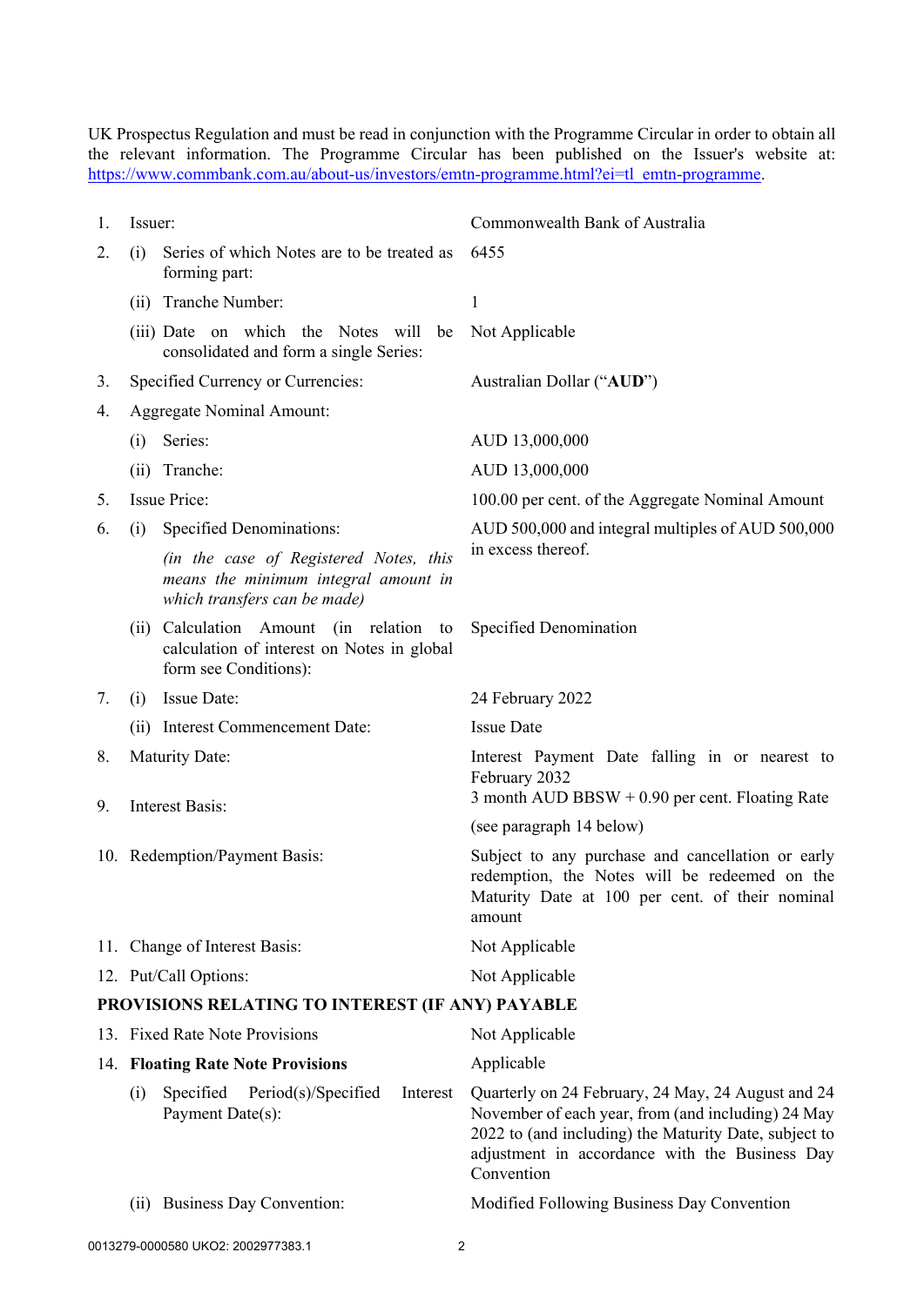UK Prospectus Regulation and must be read in conjunction with the Programme Circular in order to obtain all the relevant information. The Programme Circular has been published on the Issuer's website at: https://www.commbank.com.au/about-us/investors/emtn-programme.html?ei=tl_emtn-programme.

| | | |
|---|---|---|
| 1. | Issuer: | Commonwealth Bank of Australia |
| 2. | (i) Series of which Notes are to be treated as forming part: | 6455 |
| | (ii) Tranche Number: | 1 |
| | (iii) Date on which the Notes will be consolidated and form a single Series: | Not Applicable |
| 3. | Specified Currency or Currencies: | Australian Dollar ("**AUD**") |
| 4. | Aggregate Nominal Amount: | |
| | (i) Series: | AUD 13,000,000 |
| | (ii) Tranche: | AUD 13,000,000 |
| 5. | Issue Price: | 100.00 per cent. of the Aggregate Nominal Amount |
| 6. | (i) Specified Denominations: *(in the case of Registered Notes, this means the minimum integral amount in which transfers can be made)* | AUD 500,000 and integral multiples of AUD 500,000 in excess thereof. |
| | (ii) Calculation Amount (in relation to calculation of interest on Notes in global form see Conditions): | Specified Denomination |
| 7. | (i) Issue Date: | 24 February 2022 |
| | (ii) Interest Commencement Date: | Issue Date |
| 8. | Maturity Date: | Interest Payment Date falling in or nearest to February 2032 |
| 9. | Interest Basis: | 3 month AUD BBSW + 0.90 per cent. Floating Rate (see paragraph 14 below) |
| 10. | Redemption/Payment Basis: | Subject to any purchase and cancellation or early redemption, the Notes will be redeemed on the Maturity Date at 100 per cent. of their nominal amount |
| 11. | Change of Interest Basis: | Not Applicable |
| 12. | Put/Call Options: | Not Applicable |

**PROVISIONS RELATING TO INTEREST (IF ANY) PAYABLE**

| | | |
|---|---|---|
| 13. | Fixed Rate Note Provisions | Not Applicable |
| 14. | **Floating Rate Note Provisions** | Applicable |
| | (i) Specified Period(s)/Specified Interest Payment Date(s): | Quarterly on 24 February, 24 May, 24 August and 24 November of each year, from (and including) 24 May 2022 to (and including) the Maturity Date, subject to adjustment in accordance with the Business Day Convention |
| | (ii) Business Day Convention: | Modified Following Business Day Convention |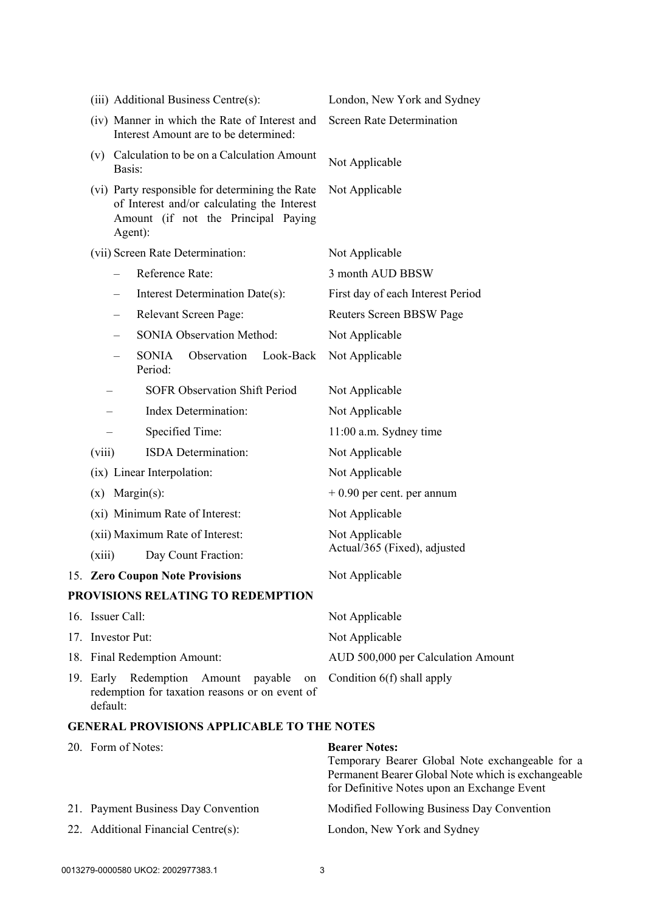| | |
|---|---|
| (iii) Additional Business Centre(s): | London, New York and Sydney |
| (iv) Manner in which the Rate of Interest and Interest Amount are to be determined: | Screen Rate Determination |
| (v) Calculation to be on a Calculation Amount Basis: | Not Applicable |
| (vi) Party responsible for determining the Rate of Interest and/or calculating the Interest Amount (if not the Principal Paying Agent): | Not Applicable |
| (vii) Screen Rate Determination: | Not Applicable |
| – Reference Rate: | 3 month AUD BBSW |
| – Interest Determination Date(s): | First day of each Interest Period |
| – Relevant Screen Page: | Reuters Screen BBSW Page |
| – SONIA Observation Method: | Not Applicable |
| – SONIA Observation Look-Back Period: | Not Applicable |
| – SOFR Observation Shift Period | Not Applicable |
| – Index Determination: | Not Applicable |
| – Specified Time: | 11:00 a.m. Sydney time |
| (viii) ISDA Determination: | Not Applicable |
| (ix) Linear Interpolation: | Not Applicable |
| (x) Margin(s): | + 0.90 per cent. per annum |
| (xi) Minimum Rate of Interest: | Not Applicable |
| (xii) Maximum Rate of Interest: | Not Applicable |
| (xiii) Day Count Fraction: | Actual/365 (Fixed), adjusted |
| 15. **Zero Coupon Note Provisions** | Not Applicable |

**PROVISIONS RELATING TO REDEMPTION**

| | |
|---|---|
| 16. Issuer Call: | Not Applicable |
| 17. Investor Put: | Not Applicable |
| 18. Final Redemption Amount: | AUD 500,000 per Calculation Amount |
| 19. Early Redemption Amount payable on redemption for taxation reasons or on event of default: | Condition 6(f) shall apply |

**GENERAL PROVISIONS APPLICABLE TO THE NOTES**

| | |
|---|---|
| 20. Form of Notes: | **Bearer Notes:** Temporary Bearer Global Note exchangeable for a Permanent Bearer Global Note which is exchangeable for Definitive Notes upon an Exchange Event |
| 21. Payment Business Day Convention | Modified Following Business Day Convention |
| 22. Additional Financial Centre(s): | London, New York and Sydney |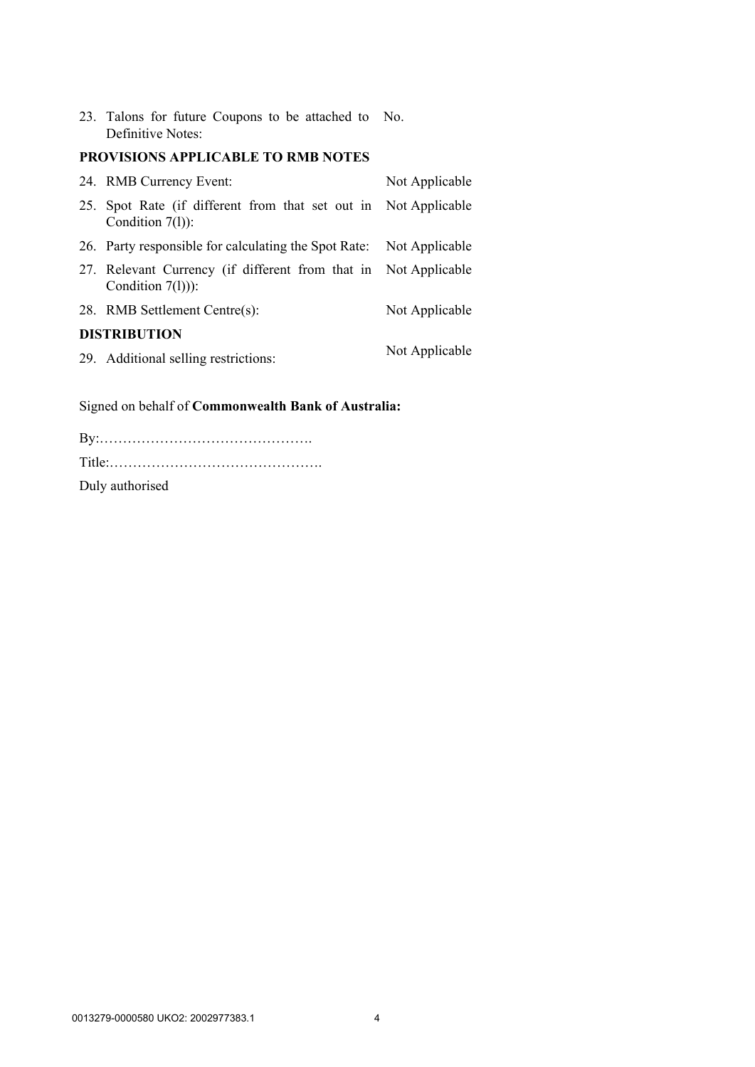| | |
|---|---|
| 23. Talons for future Coupons to be attached to Definitive Notes: | No. |

**PROVISIONS APPLICABLE TO RMB NOTES**

| | |
|---|---|
| 24. RMB Currency Event: | Not Applicable |
| 25. Spot Rate (if different from that set out in Condition 7(l)): | Not Applicable |
| 26. Party responsible for calculating the Spot Rate: | Not Applicable |
| 27. Relevant Currency (if different from that in Condition 7(l))): | Not Applicable |
| 28. RMB Settlement Centre(s): | Not Applicable |

**DISTRIBUTION**

| | |
|---|---|
| 29. Additional selling restrictions: | Not Applicable |

Signed on behalf of **Commonwealth Bank of Australia:**

By:……………………………………….

Title:……………………………………….

Duly authorised

0013279-0000580 UKO2: 2002977383.1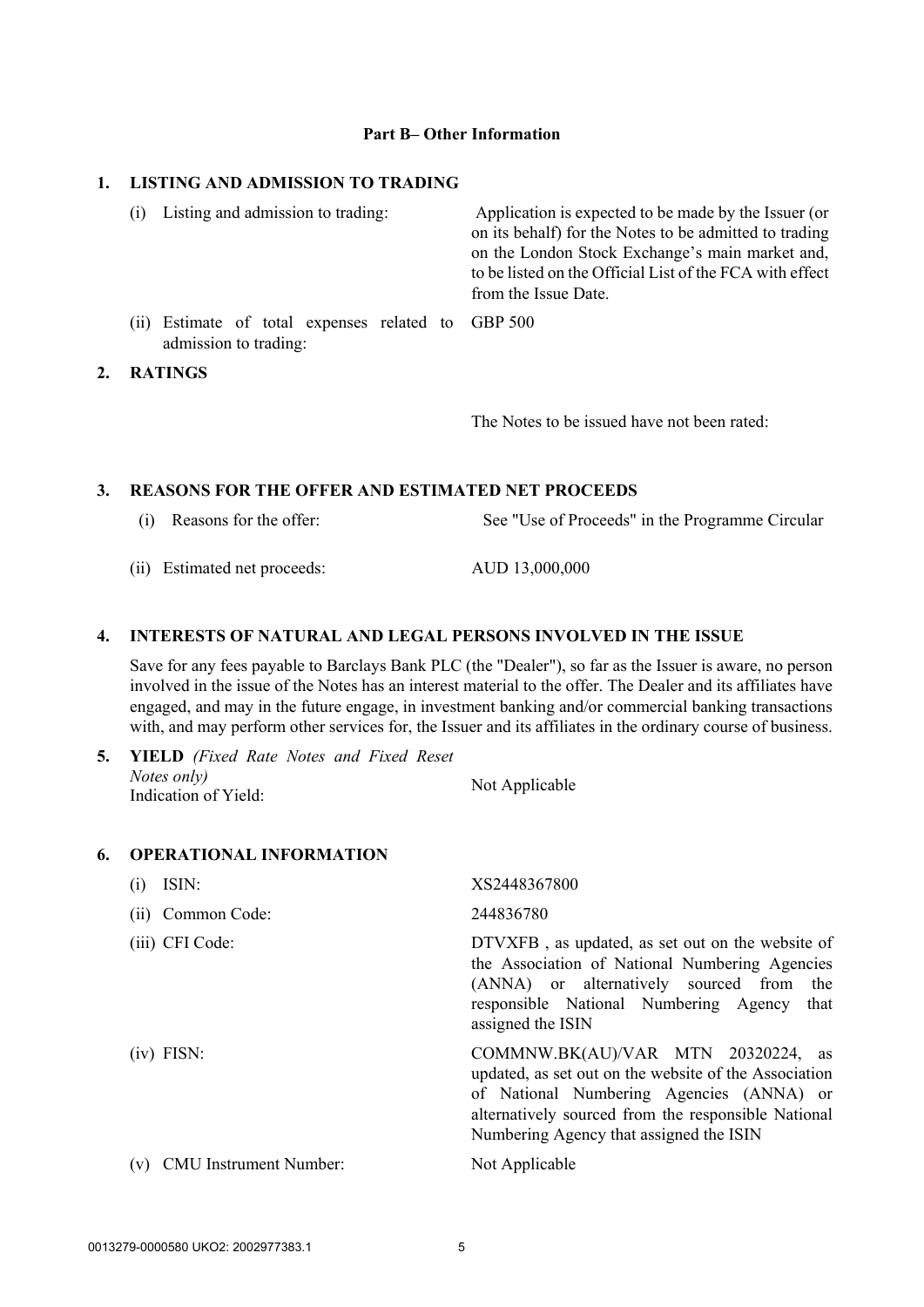## Part B– Other Information

### 1. LISTING AND ADMISSION TO TRADING

| | |
|---|---|
| (i) Listing and admission to trading: | Application is expected to be made by the Issuer (or on its behalf) for the Notes to be admitted to trading on the London Stock Exchange's main market and, to be listed on the Official List of the FCA with effect from the Issue Date. |
| (ii) Estimate of total expenses related to admission to trading: | GBP 500 |

### 2. RATINGS

The Notes to be issued have not been rated:

### 3. REASONS FOR THE OFFER AND ESTIMATED NET PROCEEDS

| | |
|---|---|
| (i) Reasons for the offer: | See "Use of Proceeds" in the Programme Circular |
| (ii) Estimated net proceeds: | AUD 13,000,000 |

### 4. INTERESTS OF NATURAL AND LEGAL PERSONS INVOLVED IN THE ISSUE

Save for any fees payable to Barclays Bank PLC (the "Dealer"), so far as the Issuer is aware, no person involved in the issue of the Notes has an interest material to the offer. The Dealer and its affiliates have engaged, and may in the future engage, in investment banking and/or commercial banking transactions with, and may perform other services for, the Issuer and its affiliates in the ordinary course of business.

### 5. YIELD *(Fixed Rate Notes and Fixed Reset Notes only)*

| | |
|---|---|
| Indication of Yield: | Not Applicable |

### 6. OPERATIONAL INFORMATION

| | |
|---|---|
| (i) ISIN: | XS2448367800 |
| (ii) Common Code: | 244836780 |
| (iii) CFI Code: | DTVXFB , as updated, as set out on the website of the Association of National Numbering Agencies (ANNA) or alternatively sourced from the responsible National Numbering Agency that assigned the ISIN |
| (iv) FISN: | COMMNW.BK(AU)/VAR MTN 20320224, as updated, as set out on the website of the Association of National Numbering Agencies (ANNA) or alternatively sourced from the responsible National Numbering Agency that assigned the ISIN |
| (v) CMU Instrument Number: | Not Applicable |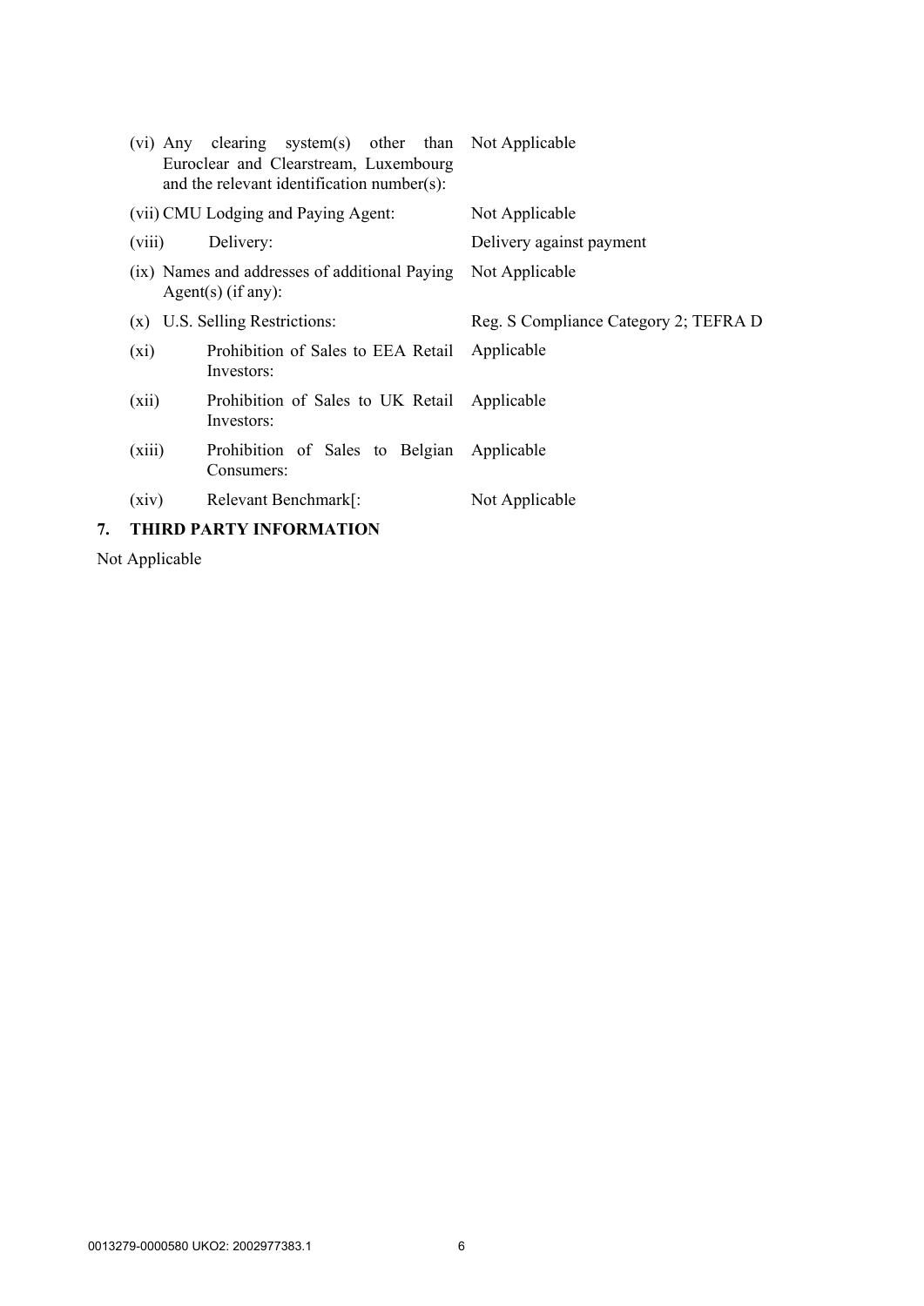| | |
|---|---|
| (vi) Any clearing system(s) other than Euroclear and Clearstream, Luxembourg and the relevant identification number(s): | Not Applicable |
| (vii) CMU Lodging and Paying Agent: | Not Applicable |
| (viii) Delivery: | Delivery against payment |
| (ix) Names and addresses of additional Paying Agent(s) (if any): | Not Applicable |
| (x) U.S. Selling Restrictions: | Reg. S Compliance Category 2; TEFRA D |
| (xi) Prohibition of Sales to EEA Retail Investors: | Applicable |
| (xii) Prohibition of Sales to UK Retail Investors: | Applicable |
| (xiii) Prohibition of Sales to Belgian Consumers: | Applicable |
| (xiv) Relevant Benchmark[: | Not Applicable |

## 7. THIRD PARTY INFORMATION

Not Applicable